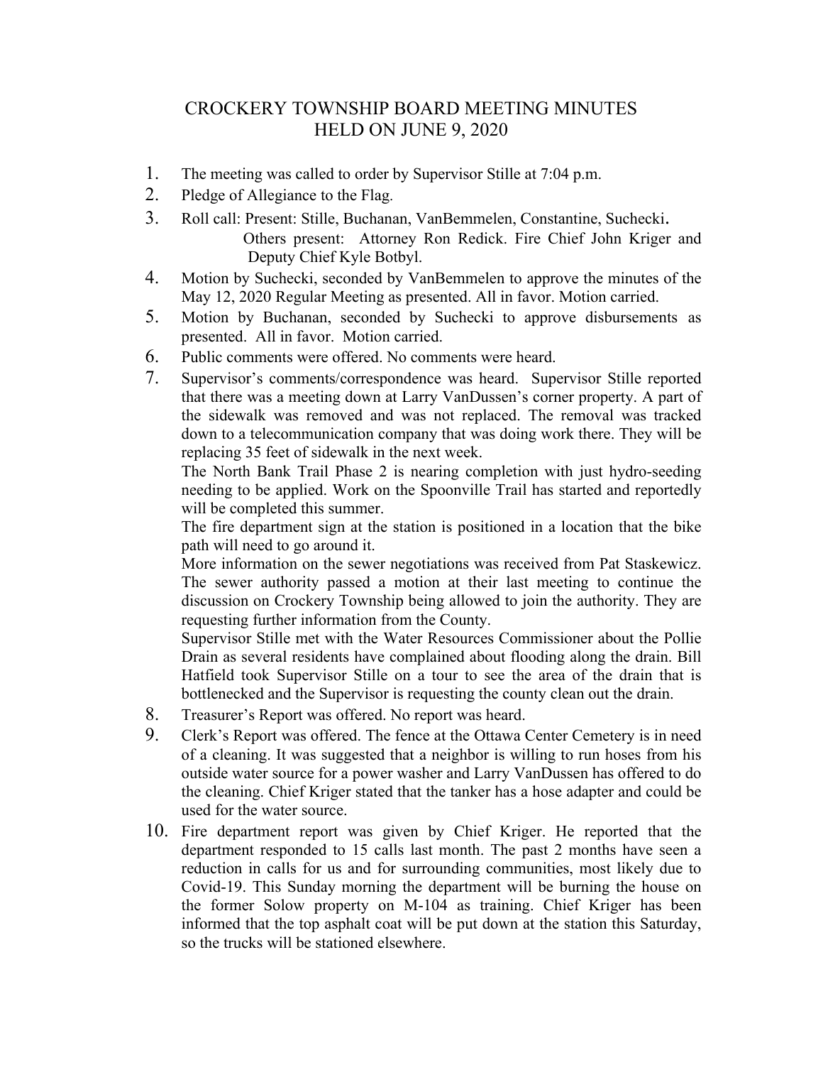# CROCKERY TOWNSHIP BOARD MEETING MINUTES
# HELD ON JUNE 9, 2020

1. The meeting was called to order by Supervisor Stille at 7:04 p.m.
2. Pledge of Allegiance to the Flag.
3. Roll call: Present: Stille, Buchanan, VanBemmelen, Constantine, Suchecki.
   Others present: Attorney Ron Redick. Fire Chief John Kriger and Deputy Chief Kyle Botbyl.
4. Motion by Suchecki, seconded by VanBemmelen to approve the minutes of the May 12, 2020 Regular Meeting as presented. All in favor. Motion carried.
5. Motion by Buchanan, seconded by Suchecki to approve disbursements as presented. All in favor. Motion carried.
6. Public comments were offered. No comments were heard.
7. Supervisor's comments/correspondence was heard. Supervisor Stille reported that there was a meeting down at Larry VanDussen's corner property. A part of the sidewalk was removed and was not replaced. The removal was tracked down to a telecommunication company that was doing work there. They will be replacing 35 feet of sidewalk in the next week.
   The North Bank Trail Phase 2 is nearing completion with just hydro-seeding needing to be applied. Work on the Spoonville Trail has started and reportedly will be completed this summer.
   The fire department sign at the station is positioned in a location that the bike path will need to go around it.
   More information on the sewer negotiations was received from Pat Staskewicz. The sewer authority passed a motion at their last meeting to continue the discussion on Crockery Township being allowed to join the authority. They are requesting further information from the County.
   Supervisor Stille met with the Water Resources Commissioner about the Pollie Drain as several residents have complained about flooding along the drain. Bill Hatfield took Supervisor Stille on a tour to see the area of the drain that is bottlenecked and the Supervisor is requesting the county clean out the drain.
8. Treasurer's Report was offered. No report was heard.
9. Clerk's Report was offered. The fence at the Ottawa Center Cemetery is in need of a cleaning. It was suggested that a neighbor is willing to run hoses from his outside water source for a power washer and Larry VanDussen has offered to do the cleaning. Chief Kriger stated that the tanker has a hose adapter and could be used for the water source.
10. Fire department report was given by Chief Kriger. He reported that the department responded to 15 calls last month. The past 2 months have seen a reduction in calls for us and for surrounding communities, most likely due to Covid-19. This Sunday morning the department will be burning the house on the former Solow property on M-104 as training. Chief Kriger has been informed that the top asphalt coat will be put down at the station this Saturday, so the trucks will be stationed elsewhere.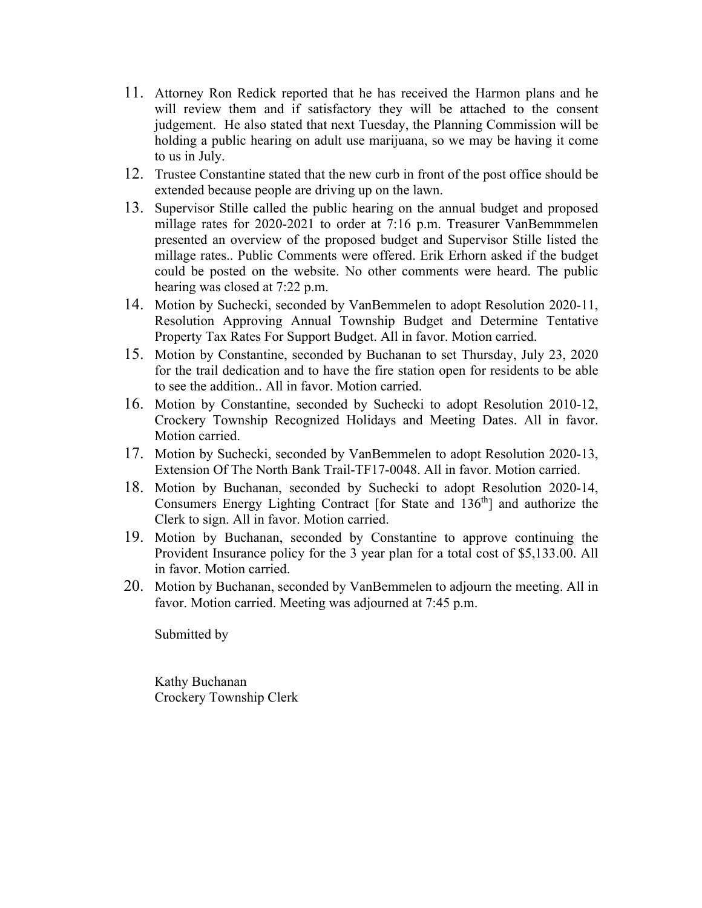11. Attorney Ron Redick reported that he has received the Harmon plans and he will review them and if satisfactory they will be attached to the consent judgement. He also stated that next Tuesday, the Planning Commission will be holding a public hearing on adult use marijuana, so we may be having it come to us in July.
12. Trustee Constantine stated that the new curb in front of the post office should be extended because people are driving up on the lawn.
13. Supervisor Stille called the public hearing on the annual budget and proposed millage rates for 2020-2021 to order at 7:16 p.m. Treasurer VanBemmmelen presented an overview of the proposed budget and Supervisor Stille listed the millage rates.. Public Comments were offered. Erik Erhorn asked if the budget could be posted on the website. No other comments were heard. The public hearing was closed at 7:22 p.m.
14. Motion by Suchecki, seconded by VanBemmelen to adopt Resolution 2020-11, Resolution Approving Annual Township Budget and Determine Tentative Property Tax Rates For Support Budget. All in favor. Motion carried.
15. Motion by Constantine, seconded by Buchanan to set Thursday, July 23, 2020 for the trail dedication and to have the fire station open for residents to be able to see the addition.. All in favor. Motion carried.
16. Motion by Constantine, seconded by Suchecki to adopt Resolution 2010-12, Crockery Township Recognized Holidays and Meeting Dates. All in favor. Motion carried.
17. Motion by Suchecki, seconded by VanBemmelen to adopt Resolution 2020-13, Extension Of The North Bank Trail-TF17-0048. All in favor. Motion carried.
18. Motion by Buchanan, seconded by Suchecki to adopt Resolution 2020-14, Consumers Energy Lighting Contract [for State and 136th] and authorize the Clerk to sign. All in favor. Motion carried.
19. Motion by Buchanan, seconded by Constantine to approve continuing the Provident Insurance policy for the 3 year plan for a total cost of $5,133.00. All in favor. Motion carried.
20. Motion by Buchanan, seconded by VanBemmelen to adjourn the meeting. All in favor. Motion carried. Meeting was adjourned at 7:45 p.m.

Submitted by

Kathy Buchanan
Crockery Township Clerk